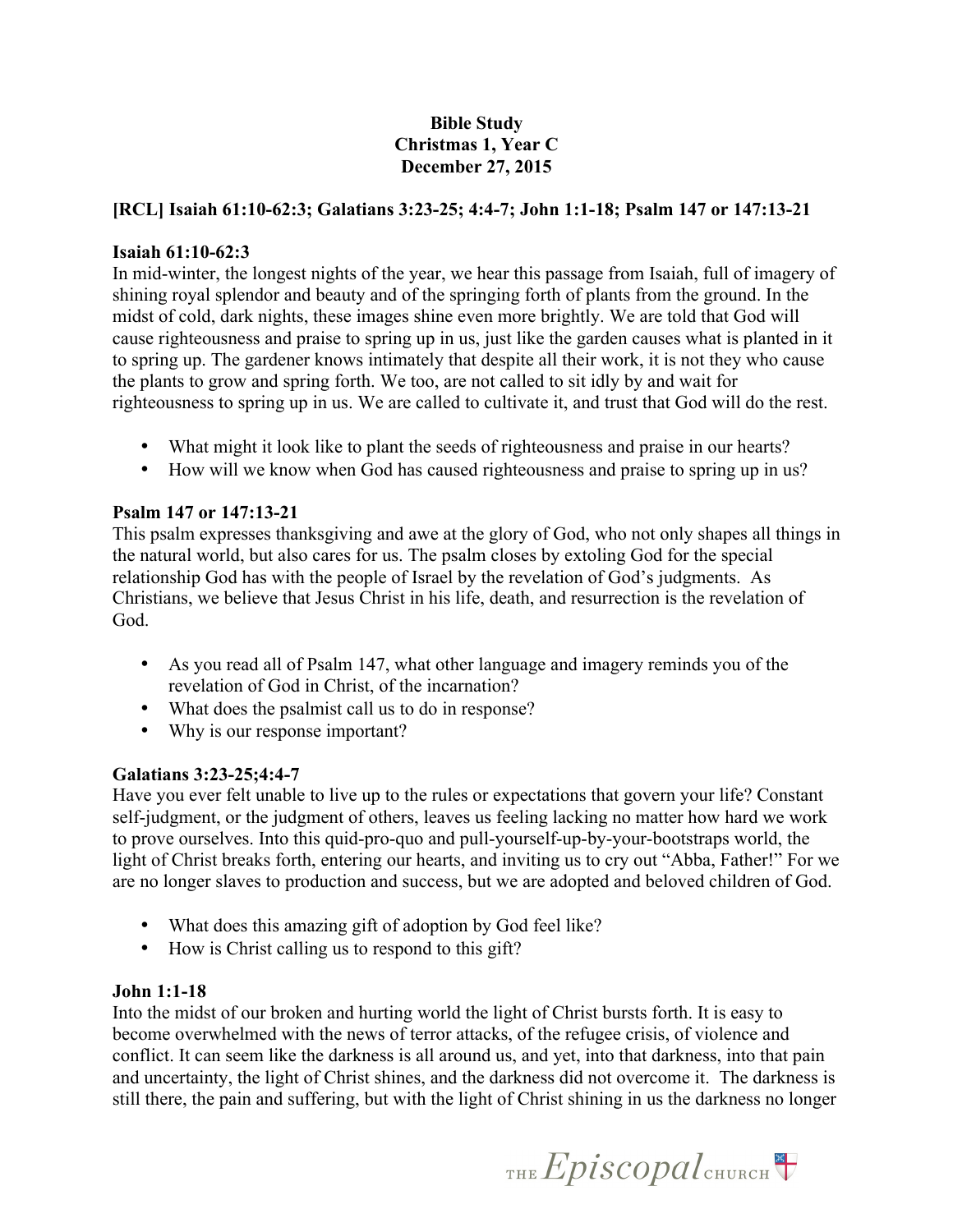**Bible Study**
**Christmas 1, Year C**
**December 27, 2015**

**[RCL] Isaiah 61:10-62:3; Galatians 3:23-25; 4:4-7; John 1:1-18; Psalm 147 or 147:13-21**

**Isaiah 61:10-62:3**

In mid-winter, the longest nights of the year, we hear this passage from Isaiah, full of imagery of shining royal splendor and beauty and of the springing forth of plants from the ground. In the midst of cold, dark nights, these images shine even more brightly. We are told that God will cause righteousness and praise to spring up in us, just like the garden causes what is planted in it to spring up. The gardener knows intimately that despite all their work, it is not they who cause the plants to grow and spring forth. We too, are not called to sit idly by and wait for righteousness to spring up in us. We are called to cultivate it, and trust that God will do the rest.

- What might it look like to plant the seeds of righteousness and praise in our hearts?
- How will we know when God has caused righteousness and praise to spring up in us?

**Psalm 147 or 147:13-21**

This psalm expresses thanksgiving and awe at the glory of God, who not only shapes all things in the natural world, but also cares for us. The psalm closes by extoling God for the special relationship God has with the people of Israel by the revelation of God's judgments. As Christians, we believe that Jesus Christ in his life, death, and resurrection is the revelation of God.

- As you read all of Psalm 147, what other language and imagery reminds you of the revelation of God in Christ, of the incarnation?
- What does the psalmist call us to do in response?
- Why is our response important?

**Galatians 3:23-25;4:4-7**

Have you ever felt unable to live up to the rules or expectations that govern your life? Constant self-judgment, or the judgment of others, leaves us feeling lacking no matter how hard we work to prove ourselves. Into this quid-pro-quo and pull-yourself-up-by-your-bootstraps world, the light of Christ breaks forth, entering our hearts, and inviting us to cry out "Abba, Father!" For we are no longer slaves to production and success, but we are adopted and beloved children of God.

- What does this amazing gift of adoption by God feel like?
- How is Christ calling us to respond to this gift?

**John 1:1-18**

Into the midst of our broken and hurting world the light of Christ bursts forth. It is easy to become overwhelmed with the news of terror attacks, of the refugee crisis, of violence and conflict. It can seem like the darkness is all around us, and yet, into that darkness, into that pain and uncertainty, the light of Christ shines, and the darkness did not overcome it. The darkness is still there, the pain and suffering, but with the light of Christ shining in us the darkness no longer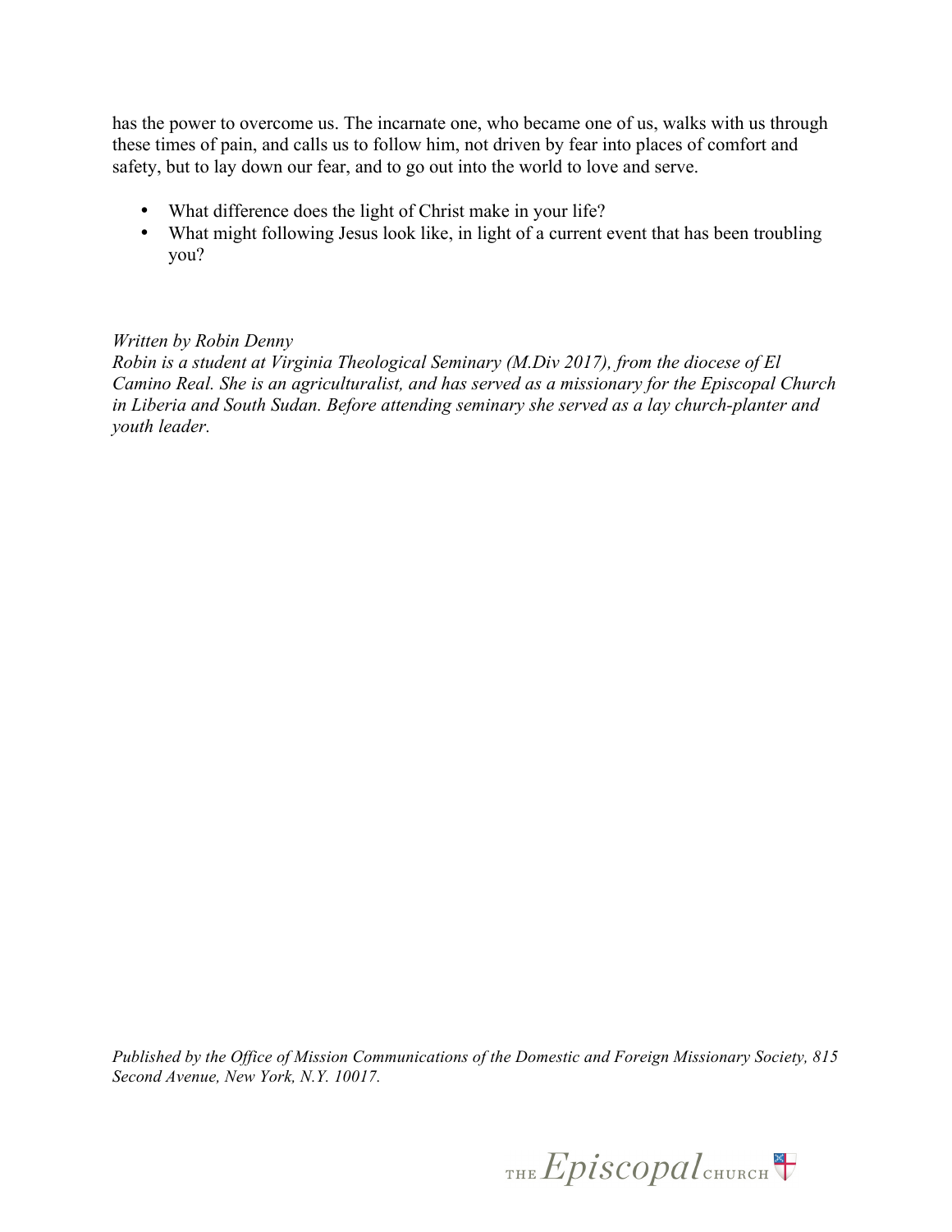has the power to overcome us. The incarnate one, who became one of us, walks with us through these times of pain, and calls us to follow him, not driven by fear into places of comfort and safety, but to lay down our fear, and to go out into the world to love and serve.

- What difference does the light of Christ make in your life?
- What might following Jesus look like, in light of a current event that has been troubling you?

*Written by Robin Denny*
*Robin is a student at Virginia Theological Seminary (M.Div 2017), from the diocese of El Camino Real. She is an agriculturalist, and has served as a missionary for the Episcopal Church in Liberia and South Sudan. Before attending seminary she served as a lay church-planter and youth leader.*

*Published by the Office of Mission Communications of the Domestic and Foreign Missionary Society, 815 Second Avenue, New York, N.Y. 10017.*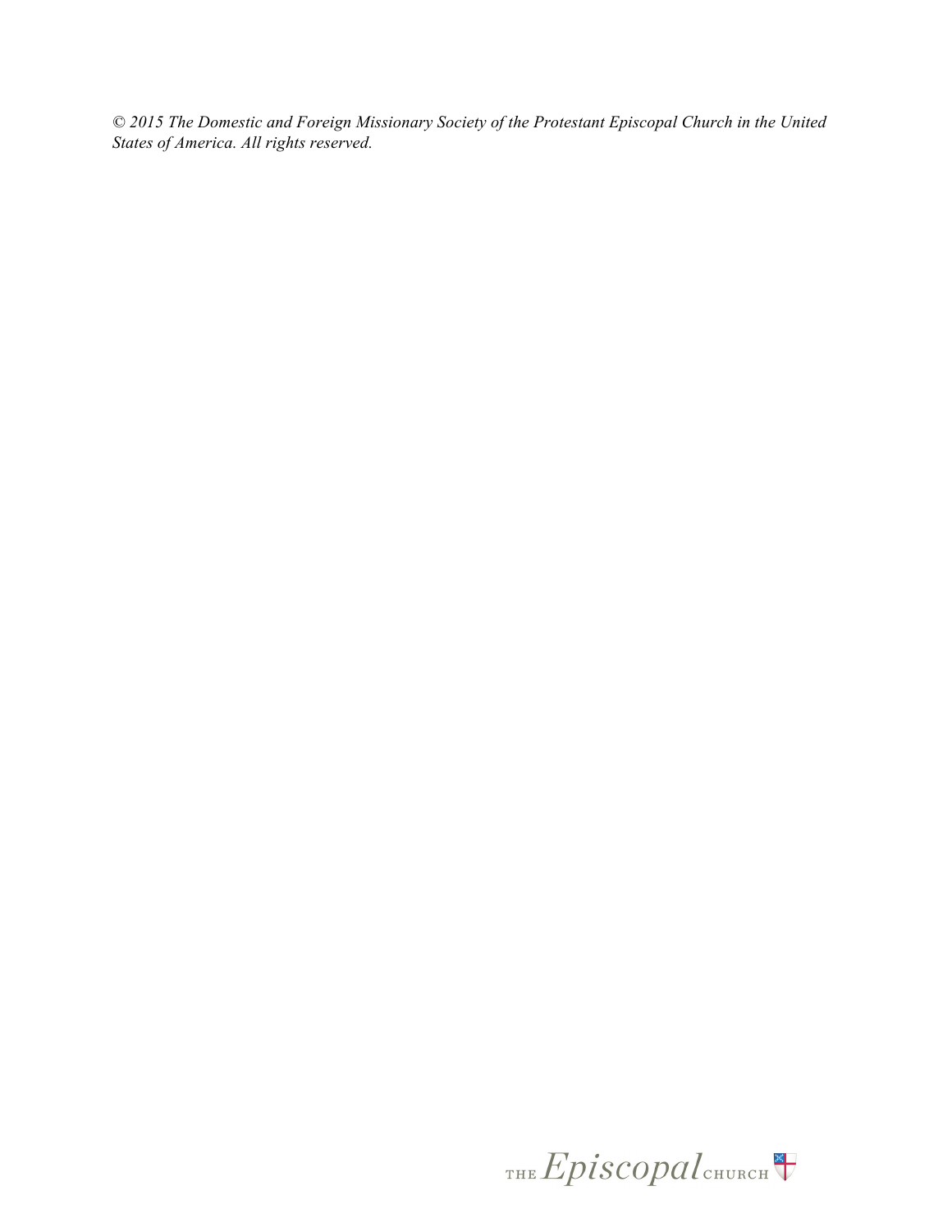*© 2015 The Domestic and Foreign Missionary Society of the Protestant Episcopal Church in the United States of America. All rights reserved.*

THE *Episcopal* CHURCH